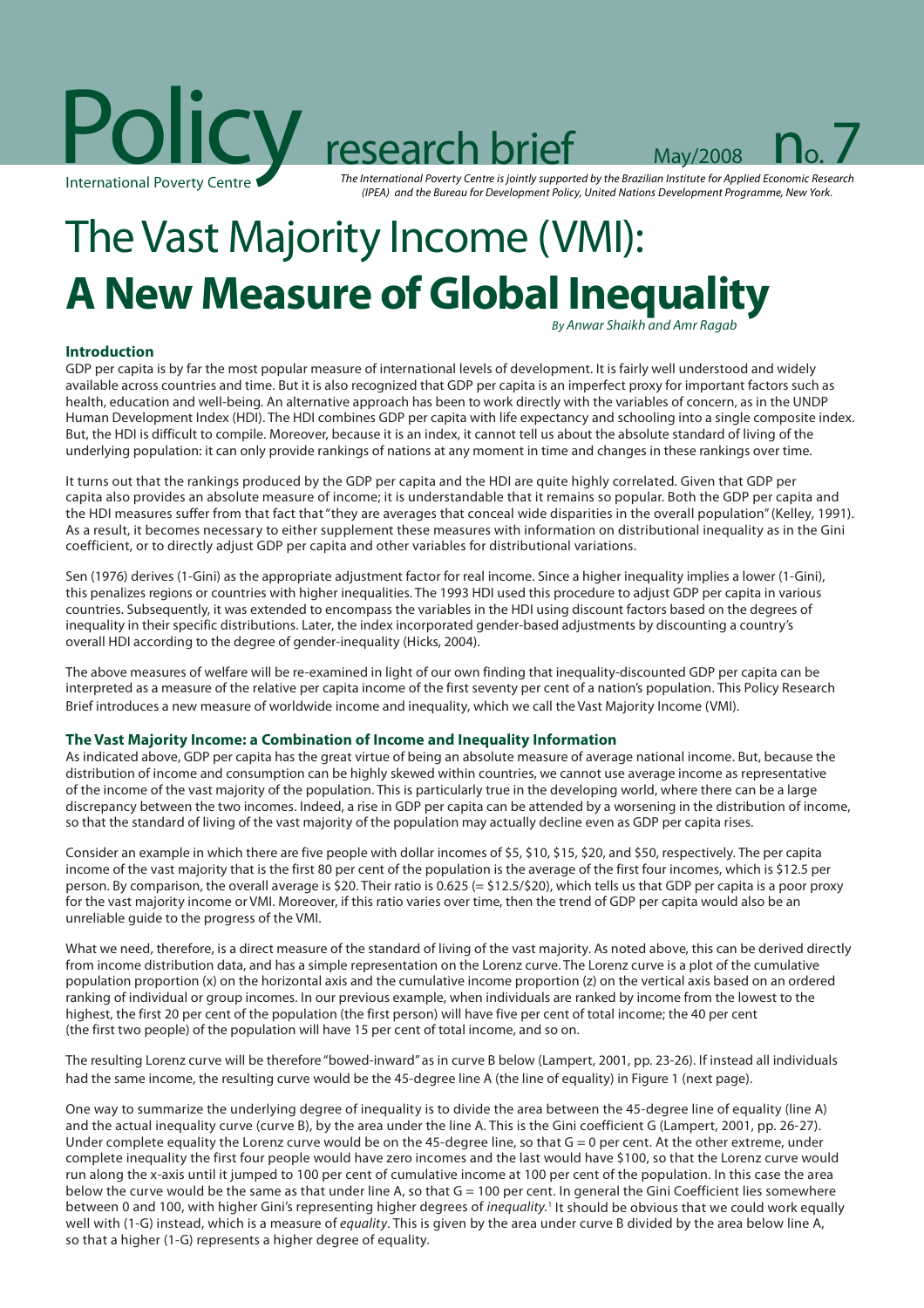Policy research brief

International Poverty Centre

May/2008 No. 7

*The International Poverty Centre is jointly supported by the Brazilian Institute for Applied Economic Research (IPEA) and the Bureau for Development Policy, United Nations Development Programme, New York.*

# The Vast Majority Income (VMI): **A New Measure of Global Inequality**

*By Anwar Shaikh and Amr Ragab*

## Introduction

GDP per capita is by far the most popular measure of international levels of development. It is fairly well understood and widely available across countries and time. But it is also recognized that GDP per capita is an imperfect proxy for important factors such as health, education and well-being. An alternative approach has been to work directly with the variables of concern, as in the UNDP Human Development Index (HDI). The HDI combines GDP per capita with life expectancy and schooling into a single composite index. But, the HDI is difficult to compile. Moreover, because it is an index, it cannot tell us about the absolute standard of living of the underlying population: it can only provide rankings of nations at any moment in time and changes in these rankings over time.

It turns out that the rankings produced by the GDP per capita and the HDI are quite highly correlated. Given that GDP per capita also provides an absolute measure of income; it is understandable that it remains so popular. Both the GDP per capita and the HDI measures suffer from that fact that "they are averages that conceal wide disparities in the overall population" (Kelley, 1991). As a result, it becomes necessary to either supplement these measures with information on distributional inequality as in the Gini coefficient, or to directly adjust GDP per capita and other variables for distributional variations.

Sen (1976) derives (1-Gini) as the appropriate adjustment factor for real income. Since a higher inequality implies a lower (1-Gini), this penalizes regions or countries with higher inequalities. The 1993 HDI used this procedure to adjust GDP per capita in various countries. Subsequently, it was extended to encompass the variables in the HDI using discount factors based on the degrees of inequality in their specific distributions. Later, the index incorporated gender-based adjustments by discounting a country's overall HDI according to the degree of gender-inequality (Hicks, 2004).

The above measures of welfare will be re-examined in light of our own finding that inequality-discounted GDP per capita can be interpreted as a measure of the relative per capita income of the first seventy per cent of a nation's population. This Policy Research Brief introduces a new measure of worldwide income and inequality, which we call the Vast Majority Income (VMI).

## The Vast Majority Income: a Combination of Income and Inequality Information

As indicated above, GDP per capita has the great virtue of being an absolute measure of average national income. But, because the distribution of income and consumption can be highly skewed within countries, we cannot use average income as representative of the income of the vast majority of the population. This is particularly true in the developing world, where there can be a large discrepancy between the two incomes. Indeed, a rise in GDP per capita can be attended by a worsening in the distribution of income, so that the standard of living of the vast majority of the population may actually decline even as GDP per capita rises.

Consider an example in which there are five people with dollar incomes of \$5, \$10, \$15, \$20, and \$50, respectively. The per capita income of the vast majority that is the first 80 per cent of the population is the average of the first four incomes, which is \$12.5 per person. By comparison, the overall average is \$20. Their ratio is 0.625 (= \$12.5/\$20), which tells us that GDP per capita is a poor proxy for the vast majority income or VMI. Moreover, if this ratio varies over time, then the trend of GDP per capita would also be an unreliable guide to the progress of the VMI.

What we need, therefore, is a direct measure of the standard of living of the vast majority. As noted above, this can be derived directly from income distribution data, and has a simple representation on the Lorenz curve. The Lorenz curve is a plot of the cumulative population proportion (x) on the horizontal axis and the cumulative income proportion (z) on the vertical axis based on an ordered ranking of individual or group incomes. In our previous example, when individuals are ranked by income from the lowest to the highest, the first 20 per cent of the population (the first person) will have five per cent of total income; the 40 per cent (the first two people) of the population will have 15 per cent of total income, and so on.

The resulting Lorenz curve will be therefore "bowed-inward" as in curve B below (Lampert, 2001, pp. 23-26). If instead all individuals had the same income, the resulting curve would be the 45-degree line A (the line of equality) in Figure 1 (next page).

One way to summarize the underlying degree of inequality is to divide the area between the 45-degree line of equality (line A) and the actual inequality curve (curve B), by the area under the line A. This is the Gini coefficient G (Lampert, 2001, pp. 26-27). Under complete equality the Lorenz curve would be on the 45-degree line, so that G = 0 per cent. At the other extreme, under complete inequality the first four people would have zero incomes and the last would have \$100, so that the Lorenz curve would run along the x-axis until it jumped to 100 per cent of cumulative income at 100 per cent of the population. In this case the area below the curve would be the same as that under line A, so that G = 100 per cent. In general the Gini Coefficient lies somewhere between 0 and 100, with higher Gini's representing higher degrees of *inequality.*[1] It should be obvious that we could work equally well with (1-G) instead, which is a measure of *equality*. This is given by the area under curve B divided by the area below line A, so that a higher (1-G) represents a higher degree of equality.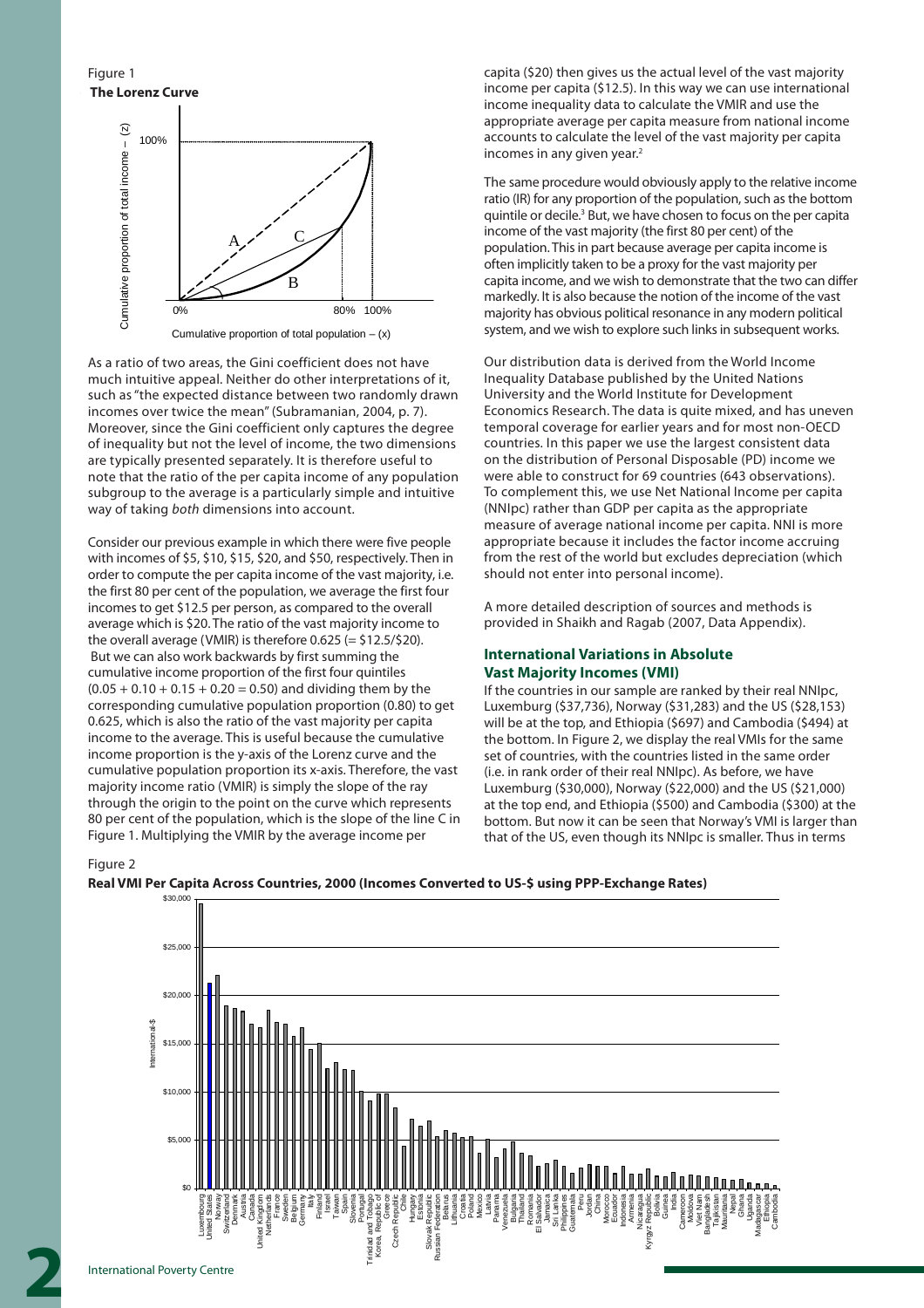Figure 1
**The Lorenz Curve**

As a ratio of two areas, the Gini coefficient does not have much intuitive appeal. Neither do other interpretations of it, such as "the expected distance between two randomly drawn incomes over twice the mean" (Subramanian, 2004, p. 7). Moreover, since the Gini coefficient only captures the degree of inequality but not the level of income, the two dimensions are typically presented separately. It is therefore useful to note that the ratio of the per capita income of any population subgroup to the average is a particularly simple and intuitive way of taking *both* dimensions into account.

Consider our previous example in which there were five people with incomes of \$5, \$10, \$15, \$20, and \$50, respectively. Then in order to compute the per capita income of the vast majority, i.e. the first 80 per cent of the population, we average the first four incomes to get \$12.5 per person, as compared to the overall average which is \$20. The ratio of the vast majority income to the overall average (VMIR) is therefore 0.625 (= \$12.5/\$20). But we can also work backwards by first summing the cumulative income proportion of the first four quintiles $(0.05 + 0.10 + 0.15 + 0.20 = 0.50)$ and dividing them by the corresponding cumulative population proportion (0.80) to get 0.625, which is also the ratio of the vast majority per capita income to the average. This is useful because the cumulative income proportion is the y-axis of the Lorenz curve and the cumulative population proportion its x-axis. Therefore, the vast majority income ratio (VMIR) is simply the slope of the ray through the origin to the point on the curve which represents 80 per cent of the population, which is the slope of the line C in Figure 1. Multiplying the VMIR by the average income per capita (\$20) then gives us the actual level of the vast majority income per capita (\$12.5). In this way we can use international income inequality data to calculate the VMIR and use the appropriate average per capita measure from national income accounts to calculate the level of the vast majority per capita incomes in any given year.[2]

The same procedure would obviously apply to the relative income ratio (IR) for any proportion of the population, such as the bottom quintile or decile.[3] But, we have chosen to focus on the per capita income of the vast majority (the first 80 per cent) of the population. This in part because average per capita income is often implicitly taken to be a proxy for the vast majority per capita income, and we wish to demonstrate that the two can differ markedly. It is also because the notion of the income of the vast majority has obvious political resonance in any modern political system, and we wish to explore such links in subsequent works.

Our distribution data is derived from the World Income Inequality Database published by the United Nations University and the World Institute for Development Economics Research. The data is quite mixed, and has uneven temporal coverage for earlier years and for most non-OECD countries. In this paper we use the largest consistent data on the distribution of Personal Disposable (PD) income we were able to construct for 69 countries (643 observations). To complement this, we use Net National Income per capita (NNIpc) rather than GDP per capita as the appropriate measure of average national income per capita. NNI is more appropriate because it includes the factor income accruing from the rest of the world but excludes depreciation (which should not enter into personal income).

A more detailed description of sources and methods is provided in Shaikh and Ragab (2007, Data Appendix).

### International Variations in Absolute Vast Majority Incomes (VMI)

If the countries in our sample are ranked by their real NNIpc, Luxemburg (\$37,736), Norway (\$31,283) and the US (\$28,153) will be at the top, and Ethiopia (\$697) and Cambodia (\$494) at the bottom. In Figure 2, we display the real VMIs for the same set of countries, with the countries listed in the same order (i.e. in rank order of their real NNIpc). As before, we have Luxemburg (\$30,000), Norway (\$22,000) and the US (\$21,000) at the top end, and Ethiopia (\$500) and Cambodia (\$300) at the bottom. But now it can be seen that Norway's VMI is larger than that of the US, even though its NNIpc is smaller. Thus in terms

Figure 2
**Real VMI Per Capita Across Countries, 2000 (Incomes Converted to US-\$ using PPP-Exchange Rates)**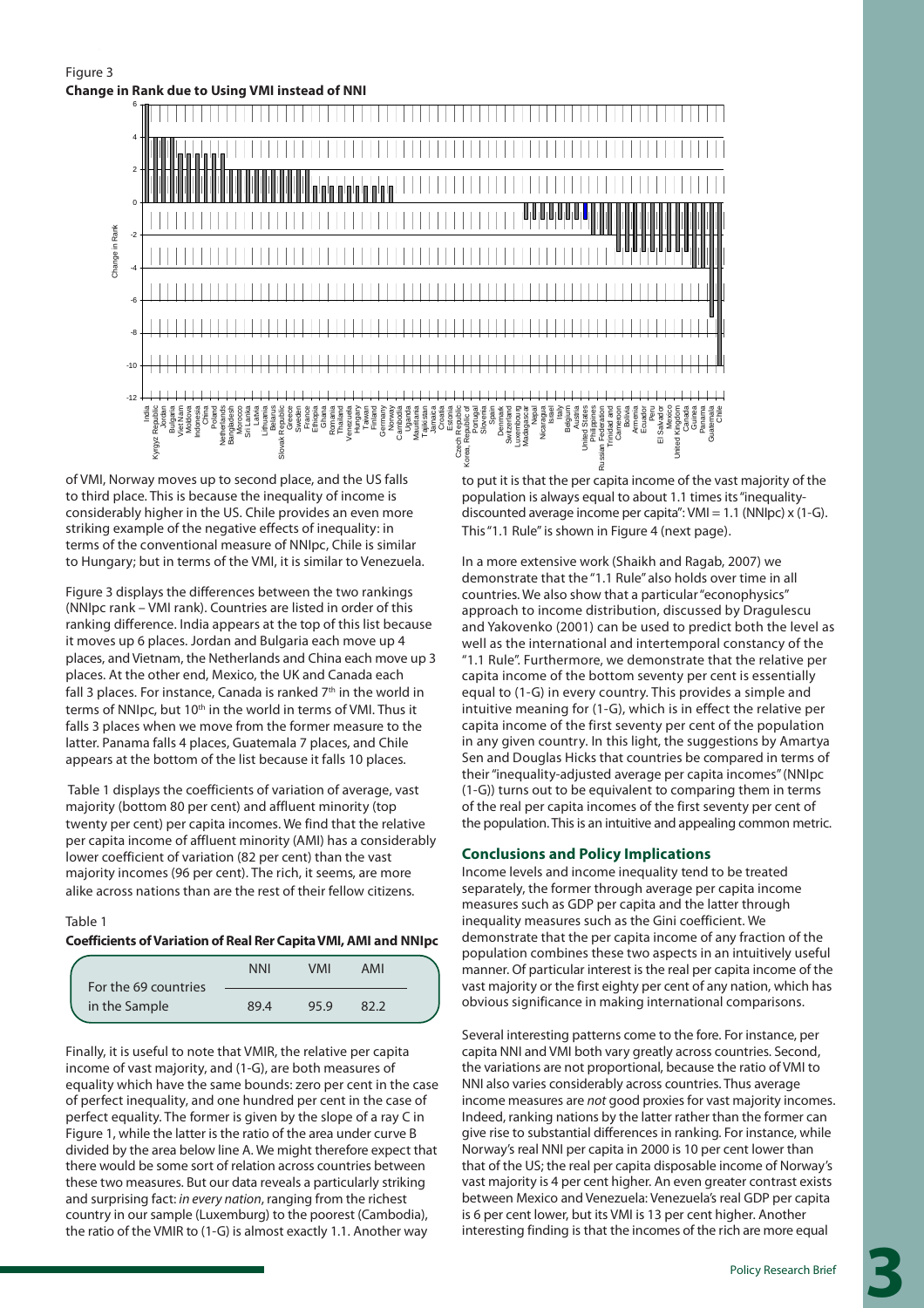Figure 3

**Change in Rank due to Using VMI instead of NNI**

of VMI, Norway moves up to second place, and the US falls to third place. This is because the inequality of income is considerably higher in the US. Chile provides an even more striking example of the negative effects of inequality: in terms of the conventional measure of NNIpc, Chile is similar to Hungary; but in terms of the VMI, it is similar to Venezuela.

Figure 3 displays the differences between the two rankings (NNIpc rank – VMI rank). Countries are listed in order of this ranking difference. India appears at the top of this list because it moves up 6 places. Jordan and Bulgaria each move up 4 places, and Vietnam, the Netherlands and China each move up 3 places. At the other end, Mexico, the UK and Canada each fall 3 places. For instance, Canada is ranked 7th in the world in terms of NNIpc, but 10th in the world in terms of VMI. Thus it falls 3 places when we move from the former measure to the latter. Panama falls 4 places, Guatemala 7 places, and Chile appears at the bottom of the list because it falls 10 places.

Table 1 displays the coefficients of variation of average, vast majority (bottom 80 per cent) and affluent minority (top twenty per cent) per capita incomes. We find that the relative per capita income of affluent minority (AMI) has a considerably lower coefficient of variation (82 per cent) than the vast majority incomes (96 per cent). The rich, it seems, are more alike across nations than are the rest of their fellow citizens.

Table 1

**Coefficients of Variation of Real Rer Capita VMI, AMI and NNIpc**

| | NNI | VMI | AMI |
|---|---|---|---|
| For the 69 countries in the Sample | 89.4 | 95.9 | 82.2 |

Finally, it is useful to note that VMIR, the relative per capita income of vast majority, and (1-G), are both measures of equality which have the same bounds: zero per cent in the case of perfect inequality, and one hundred per cent in the case of perfect equality. The former is given by the slope of a ray C in Figure 1, while the latter is the ratio of the area under curve B divided by the area below line A. We might therefore expect that there would be some sort of relation across countries between these two measures. But our data reveals a particularly striking and surprising fact: *in every nation*, ranging from the richest country in our sample (Luxemburg) to the poorest (Cambodia), the ratio of the VMIR to (1-G) is almost exactly 1.1. Another way to put it is that the per capita income of the vast majority of the population is always equal to about 1.1 times its "inequality-discounted average income per capita": VMI = 1.1 (NNIpc) x (1-G). This "1.1 Rule" is shown in Figure 4 (next page).

In a more extensive work (Shaikh and Ragab, 2007) we demonstrate that the "1.1 Rule" also holds over time in all countries. We also show that a particular "econophysics" approach to income distribution, discussed by Dragulescu and Yakovenko (2001) can be used to predict both the level as well as the international and intertemporal constancy of the "1.1 Rule". Furthermore, we demonstrate that the relative per capita income of the bottom seventy per cent is essentially equal to (1-G) in every country. This provides a simple and intuitive meaning for (1-G), which is in effect the relative per capita income of the first seventy per cent of the population in any given country. In this light, the suggestions by Amartya Sen and Douglas Hicks that countries be compared in terms of their "inequality-adjusted average per capita incomes" (NNIpc (1-G)) turns out to be equivalent to comparing them in terms of the real per capita incomes of the first seventy per cent of the population. This is an intuitive and appealing common metric.

## Conclusions and Policy Implications

Income levels and income inequality tend to be treated separately, the former through average per capita income measures such as GDP per capita and the latter through inequality measures such as the Gini coefficient. We demonstrate that the per capita income of any fraction of the population combines these two aspects in an intuitively useful manner. Of particular interest is the real per capita income of the vast majority or the first eighty per cent of any nation, which has obvious significance in making international comparisons.

Several interesting patterns come to the fore. For instance, per capita NNI and VMI both vary greatly across countries. Second, the variations are not proportional, because the ratio of VMI to NNI also varies considerably across countries. Thus average income measures are *not* good proxies for vast majority incomes. Indeed, ranking nations by the latter rather than the former can give rise to substantial differences in ranking. For instance, while Norway's real NNI per capita in 2000 is 10 per cent lower than that of the US; the real per capita disposable income of Norway's vast majority is 4 per cent higher. An even greater contrast exists between Mexico and Venezuela: Venezuela's real GDP per capita is 6 per cent lower, but its VMI is 13 per cent higher. Another interesting finding is that the incomes of the rich are more equal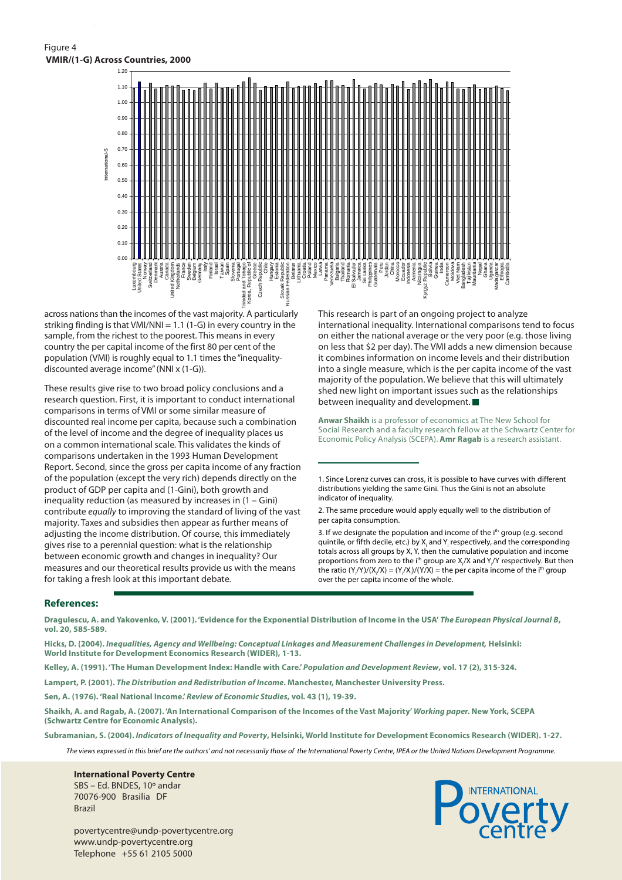Figure 4

**VMIR/(1-G) Across Countries, 2000**

International-$

1.20
1.10
1.00
0.90
0.80
0.70
0.60
0.50
0.40
0.30
0.20
0.10
0.00

Luxembourg
United States
Norway
Switzerland
Denmark
Austria
Canada
United Kingdom
Netherlands
France
Sweden
Belgium
Germany
Italy
Finland
Israel
Taiwan
Spain
Slovenia
Portugal
Trinidad and Tobago
Korea, Republic of
Greece
Czech Republic
Chile
Hungary
Estonia
Slovak Republic
Russian Federation
Belarus
Lithuania
Croatia
Poland
Mexico
Latvia
Panama
Venezuela
Bulgaria
Thailand
Romania
El Salvador
Jamaica
Sri Lanka
Philippines
Guatemala
Peru
Jordan
China
Morocco
Ecuador
Indonesia
Armenia
Nicaragua
Kyrgyz Republic
Bolivia
Guinea
India
Cameroon
Moldova
Viet Nam
Bangladesh
Tajikistan
Mauritania
Nepal
Ghana
Uganda
Madagascar
Ethiopia
Cambodia

across nations than the incomes of the vast majority. A particularly striking finding is that VMI/NNI = 1.1 (1-G) in every country in the sample, from the richest to the poorest. This means in every country the per capital income of the first 80 per cent of the population (VMI) is roughly equal to 1.1 times the "inequality-discounted average income" (NNI x (1-G)).

These results give rise to two broad policy conclusions and a research question. First, it is important to conduct international comparisons in terms of VMI or some similar measure of discounted real income per capita, because such a combination of the level of income and the degree of inequality places us on a common international scale. This validates the kinds of comparisons undertaken in the 1993 Human Development Report. Second, since the gross per capita income of any fraction of the population (except the very rich) depends directly on the product of GDP per capita and (1-Gini), both growth and inequality reduction (as measured by increases in (1 – Gini) contribute *equally* to improving the standard of living of the vast majority. Taxes and subsidies then appear as further means of adjusting the income distribution. Of course, this immediately gives rise to a perennial question: what is the relationship between economic growth and changes in inequality? Our measures and our theoretical results provide us with the means for taking a fresh look at this important debate.

This research is part of an ongoing project to analyze international inequality. International comparisons tend to focus on either the national average or the very poor (e.g. those living on less that $2 per day). The VMI adds a new dimension because it combines information on income levels and their distribution into a single measure, which is the per capita income of the vast majority of the population. We believe that this will ultimately shed new light on important issues such as the relationships between inequality and development.

**Anwar Shaikh** is a professor of economics at The New School for Social Research and a faculty research fellow at the Schwartz Center for Economic Policy Analysis (SCEPA). **Amr Ragab** is a research assistant.

1. Since Lorenz curves can cross, it is possible to have curves with different distributions yielding the same Gini. Thus the Gini is not an absolute indicator of inequality.

2. The same procedure would apply equally well to the distribution of per capita consumption.

3. If we designate the population and income of the i[th] group (e.g. second quintile, or fifth decile, etc.) by $X_i$ and $Y_i$ respectively, and the corresponding totals across all groups by X, Y, then the cumulative population and income proportions from zero to the i[th] group are $X_i/X$ and $Y_i/Y$ respectively. But then the ratio $(Y_i/Y)/(X_i/X) = (Y_i/X_i)/(Y/X)$ = the per capita income of the i[th] group over the per capita income of the whole.

## References:

**Dragulescu, A. and Yakovenko, V. (2001). 'Evidence for the Exponential Distribution of Income in the USA' *The European Physical Journal B*, vol. 20, 585-589.**

**Hicks, D. (2004). *Inequalities, Agency and Wellbeing: Conceptual Linkages and Measurement Challenges in Development,* Helsinki: World Institute for Development Economics Research (WIDER), 1-13.**

**Kelley, A. (1991). 'The Human Development Index: Handle with Care.' *Population and Development Review*, vol. 17 (2), 315-324.**

**Lampert, P. (2001). *The Distribution and Redistribution of Income.* Manchester, Manchester University Press.**

**Sen, A. (1976). 'Real National Income.' *Review of Economic Studies*, vol. 43 (1), 19-39.**

**Shaikh, A. and Ragab, A. (2007). 'An International Comparison of the Incomes of the Vast Majority' *Working paper.* New York, SCEPA (Schwartz Centre for Economic Analysis).**

**Subramanian, S. (2004). *Indicators of Inequality and Poverty*, Helsinki, World Institute for Development Economics Research (WIDER). 1-27.**

*The views expressed in this brief are the authors' and not necessarily those of the International Poverty Centre, IPEA or the United Nations Development Programme.*

**International Poverty Centre**
SBS – Ed. BNDES, 10º andar
70076-900 Brasilia DF
Brazil

povertycentre@undp-povertycentre.org
www.undp-povertycentre.org
Telephone +55 61 2105 5000

INTERNATIONAL Poverty centre